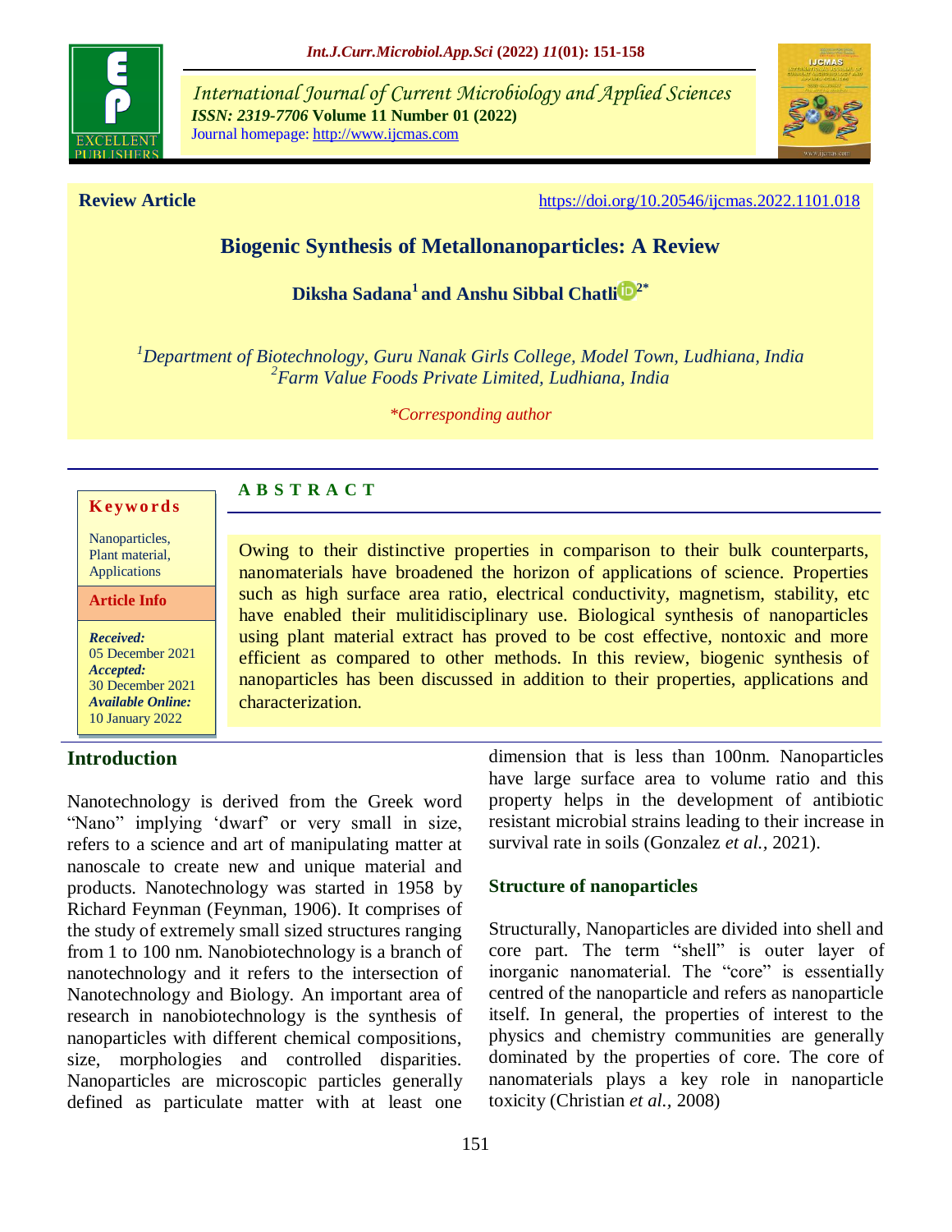**Review Article**

https://doi.org/10.20546/ijcmas.2022.1101.018

# Biogenic Synthesis of Metallonanoparticles: A Review

**Diksha Sadana[1] and Anshu Sibbal Chatli[2*]**

[1]*Department of Biotechnology, Guru Nanak Girls College, Model Town, Ludhiana, India*
[2]*Farm Value Foods Private Limited, Ludhiana, India*

*\*Corresponding author*

**Keywords**

Nanoparticles, Plant material, Applications

**Article Info**

***Received:*** 05 December 2021
***Accepted:*** 30 December 2021
***Available Online:*** 10 January 2022

## ABSTRACT

Owing to their distinctive properties in comparison to their bulk counterparts, nanomaterials have broadened the horizon of applications of science. Properties such as high surface area ratio, electrical conductivity, magnetism, stability, etc have enabled their mulitidisciplinary use. Biological synthesis of nanoparticles using plant material extract has proved to be cost effective, nontoxic and more efficient as compared to other methods. In this review, biogenic synthesis of nanoparticles has been discussed in addition to their properties, applications and characterization.

## Introduction

Nanotechnology is derived from the Greek word “Nano” implying ‘dwarf’ or very small in size, refers to a science and art of manipulating matter at nanoscale to create new and unique material and products. Nanotechnology was started in 1958 by Richard Feynman (Feynman, 1906). It comprises of the study of extremely small sized structures ranging from 1 to 100 nm. Nanobiotechnology is a branch of nanotechnology and it refers to the intersection of Nanotechnology and Biology. An important area of research in nanobiotechnology is the synthesis of nanoparticles with different chemical compositions, size, morphologies and controlled disparities. Nanoparticles are microscopic particles generally defined as particulate matter with at least one dimension that is less than 100nm. Nanoparticles have large surface area to volume ratio and this property helps in the development of antibiotic resistant microbial strains leading to their increase in survival rate in soils (Gonzalez *et al.,* 2021).

### Structure of nanoparticles

Structurally, Nanoparticles are divided into shell and core part. The term “shell” is outer layer of inorganic nanomaterial. The “core” is essentially centred of the nanoparticle and refers as nanoparticle itself. In general, the properties of interest to the physics and chemistry communities are generally dominated by the properties of core. The core of nanomaterials plays a key role in nanoparticle toxicity (Christian *et al.,* 2008)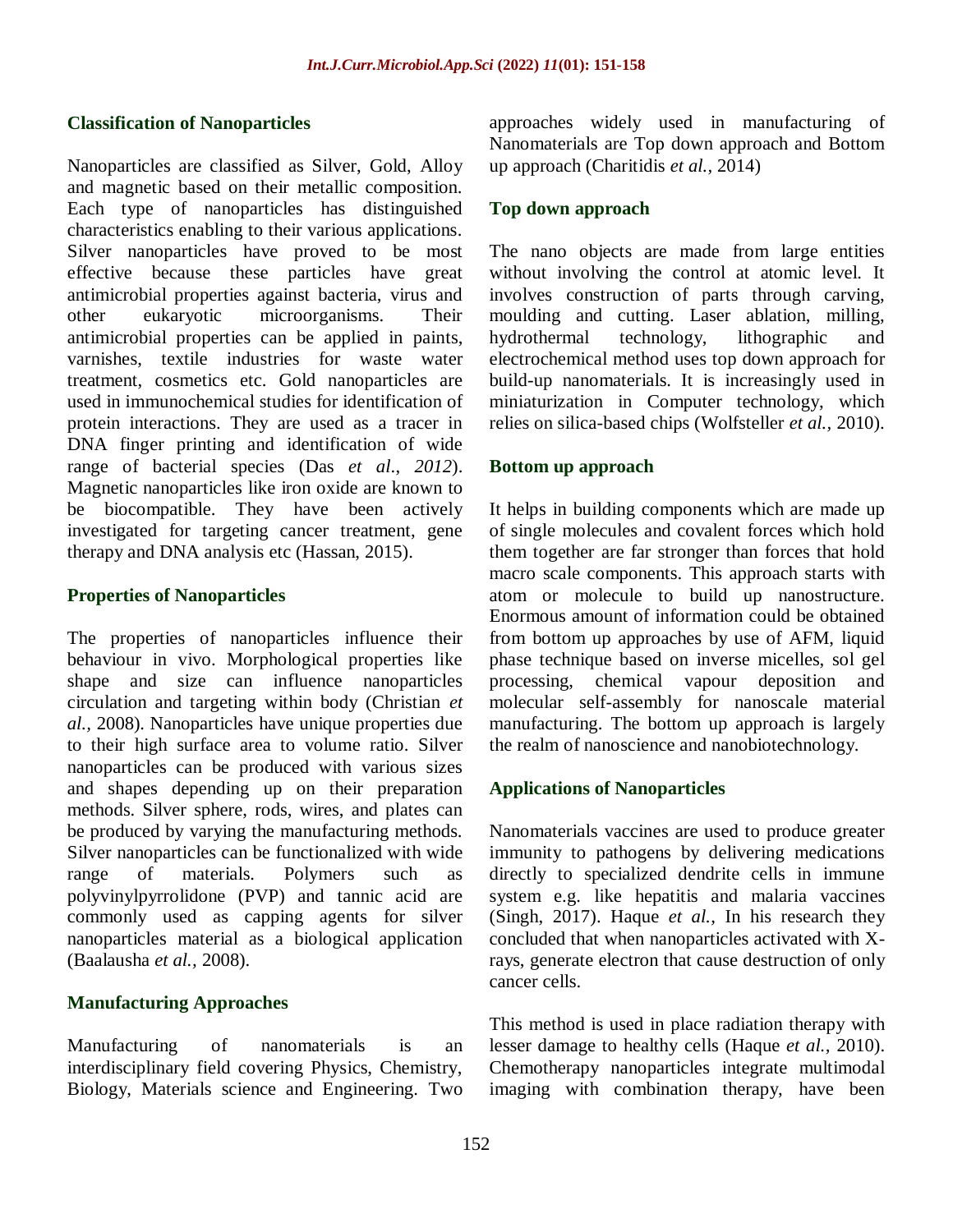## Classification of Nanoparticles

Nanoparticles are classified as Silver, Gold, Alloy and magnetic based on their metallic composition. Each type of nanoparticles has distinguished characteristics enabling to their various applications. Silver nanoparticles have proved to be most effective because these particles have great antimicrobial properties against bacteria, virus and other eukaryotic microorganisms. Their antimicrobial properties can be applied in paints, varnishes, textile industries for waste water treatment, cosmetics etc. Gold nanoparticles are used in immunochemical studies for identification of protein interactions. They are used as a tracer in DNA finger printing and identification of wide range of bacterial species (Das *et al.*, *2012*). Magnetic nanoparticles like iron oxide are known to be biocompatible. They have been actively investigated for targeting cancer treatment, gene therapy and DNA analysis etc (Hassan, 2015).

## Properties of Nanoparticles

The properties of nanoparticles influence their behaviour in vivo. Morphological properties like shape and size can influence nanoparticles circulation and targeting within body (Christian *et al.,* 2008). Nanoparticles have unique properties due to their high surface area to volume ratio. Silver nanoparticles can be produced with various sizes and shapes depending up on their preparation methods. Silver sphere, rods, wires, and plates can be produced by varying the manufacturing methods. Silver nanoparticles can be functionalized with wide range of materials. Polymers such as polyvinylpyrrolidone (PVP) and tannic acid are commonly used as capping agents for silver nanoparticles material as a biological application (Baalausha *et al.,* 2008).

## Manufacturing Approaches

Manufacturing of nanomaterials is an interdisciplinary field covering Physics, Chemistry, Biology, Materials science and Engineering. Two approaches widely used in manufacturing of Nanomaterials are Top down approach and Bottom up approach (Charitidis *et al.,* 2014)

### Top down approach

The nano objects are made from large entities without involving the control at atomic level. It involves construction of parts through carving, moulding and cutting. Laser ablation, milling, hydrothermal technology, lithographic and electrochemical method uses top down approach for build-up nanomaterials. It is increasingly used in miniaturization in Computer technology, which relies on silica-based chips (Wolfsteller *et al.,* 2010).

### Bottom up approach

It helps in building components which are made up of single molecules and covalent forces which hold them together are far stronger than forces that hold macro scale components. This approach starts with atom or molecule to build up nanostructure. Enormous amount of information could be obtained from bottom up approaches by use of AFM, liquid phase technique based on inverse micelles, sol gel processing, chemical vapour deposition and molecular self-assembly for nanoscale material manufacturing. The bottom up approach is largely the realm of nanoscience and nanobiotechnology.

## Applications of Nanoparticles

Nanomaterials vaccines are used to produce greater immunity to pathogens by delivering medications directly to specialized dendrite cells in immune system e.g. like hepatitis and malaria vaccines (Singh, 2017). Haque *et al.,* In his research they concluded that when nanoparticles activated with X-rays, generate electron that cause destruction of only cancer cells.

This method is used in place radiation therapy with lesser damage to healthy cells (Haque *et al.,* 2010). Chemotherapy nanoparticles integrate multimodal imaging with combination therapy, have been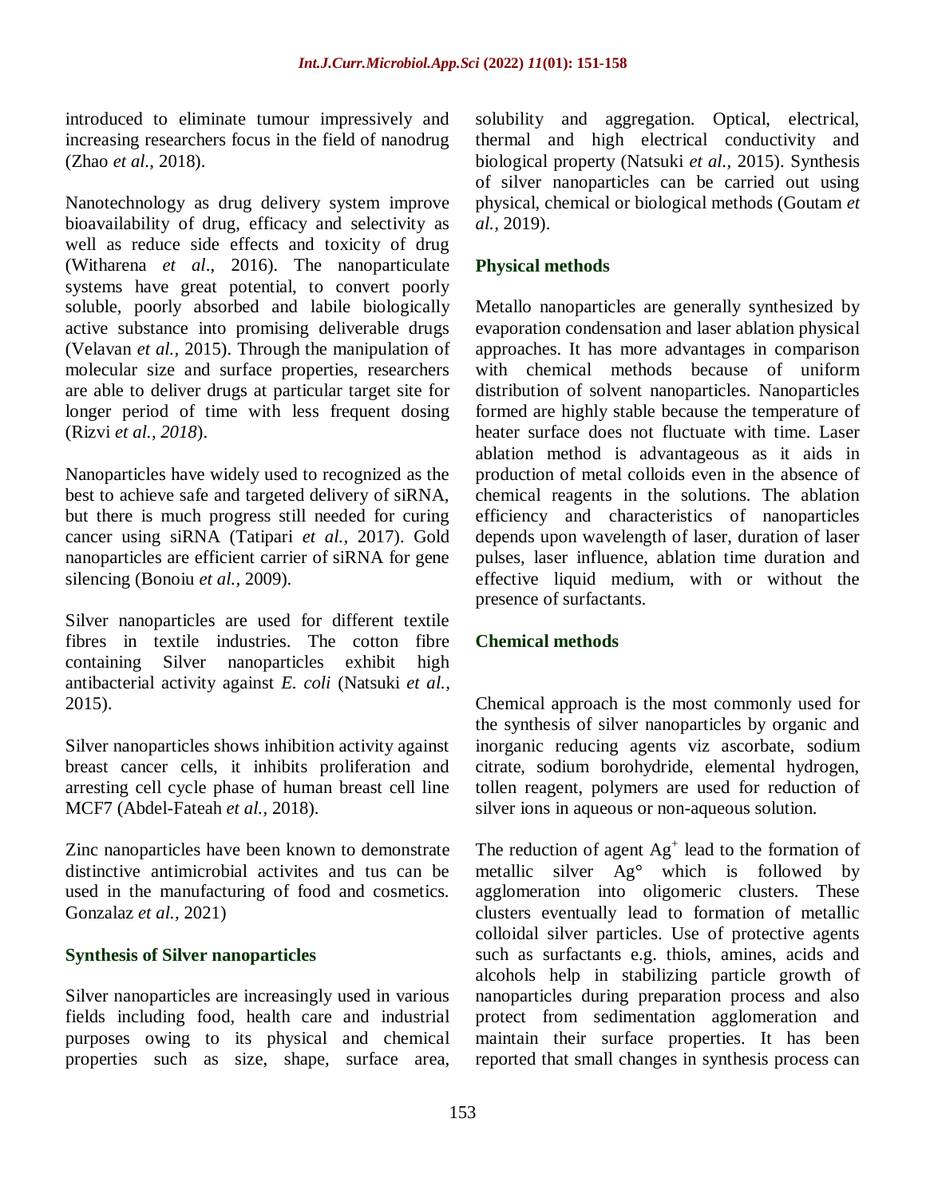introduced to eliminate tumour impressively and increasing researchers focus in the field of nanodrug (Zhao *et al.,* 2018).

Nanotechnology as drug delivery system improve bioavailability of drug, efficacy and selectivity as well as reduce side effects and toxicity of drug (Witharena *et al*., 2016). The nanoparticulate systems have great potential, to convert poorly soluble, poorly absorbed and labile biologically active substance into promising deliverable drugs (Velavan *et al.,* 2015). Through the manipulation of molecular size and surface properties, researchers are able to deliver drugs at particular target site for longer period of time with less frequent dosing (Rizvi *et al., 2018*).

Nanoparticles have widely used to recognized as the best to achieve safe and targeted delivery of siRNA, but there is much progress still needed for curing cancer using siRNA (Tatipari *et al.,* 2017). Gold nanoparticles are efficient carrier of siRNA for gene silencing (Bonoiu *et al.,* 2009).

Silver nanoparticles are used for different textile fibres in textile industries. The cotton fibre containing Silver nanoparticles exhibit high antibacterial activity against *E. coli* (Natsuki *et al.,* 2015).

Silver nanoparticles shows inhibition activity against breast cancer cells, it inhibits proliferation and arresting cell cycle phase of human breast cell line MCF7 (Abdel-Fateah *et al.,* 2018).

Zinc nanoparticles have been known to demonstrate distinctive antimicrobial activites and tus can be used in the manufacturing of food and cosmetics. Gonzalaz *et al.,* 2021)

## Synthesis of Silver nanoparticles

Silver nanoparticles are increasingly used in various fields including food, health care and industrial purposes owing to its physical and chemical properties such as size, shape, surface area, solubility and aggregation. Optical, electrical, thermal and high electrical conductivity and biological property (Natsuki *et al.,* 2015). Synthesis of silver nanoparticles can be carried out using physical, chemical or biological methods (Goutam *et al.,* 2019).

### Physical methods

Metallo nanoparticles are generally synthesized by evaporation condensation and laser ablation physical approaches. It has more advantages in comparison with chemical methods because of uniform distribution of solvent nanoparticles. Nanoparticles formed are highly stable because the temperature of heater surface does not fluctuate with time. Laser ablation method is advantageous as it aids in production of metal colloids even in the absence of chemical reagents in the solutions. The ablation efficiency and characteristics of nanoparticles depends upon wavelength of laser, duration of laser pulses, laser influence, ablation time duration and effective liquid medium, with or without the presence of surfactants.

### Chemical methods

Chemical approach is the most commonly used for the synthesis of silver nanoparticles by organic and inorganic reducing agents viz ascorbate, sodium citrate, sodium borohydride, elemental hydrogen, tollen reagent, polymers are used for reduction of silver ions in aqueous or non-aqueous solution.

The reduction of agent $Ag^+$ lead to the formation of metallic silver Ag° which is followed by agglomeration into oligomeric clusters. These clusters eventually lead to formation of metallic colloidal silver particles. Use of protective agents such as surfactants e.g. thiols, amines, acids and alcohols help in stabilizing particle growth of nanoparticles during preparation process and also protect from sedimentation agglomeration and maintain their surface properties. It has been reported that small changes in synthesis process can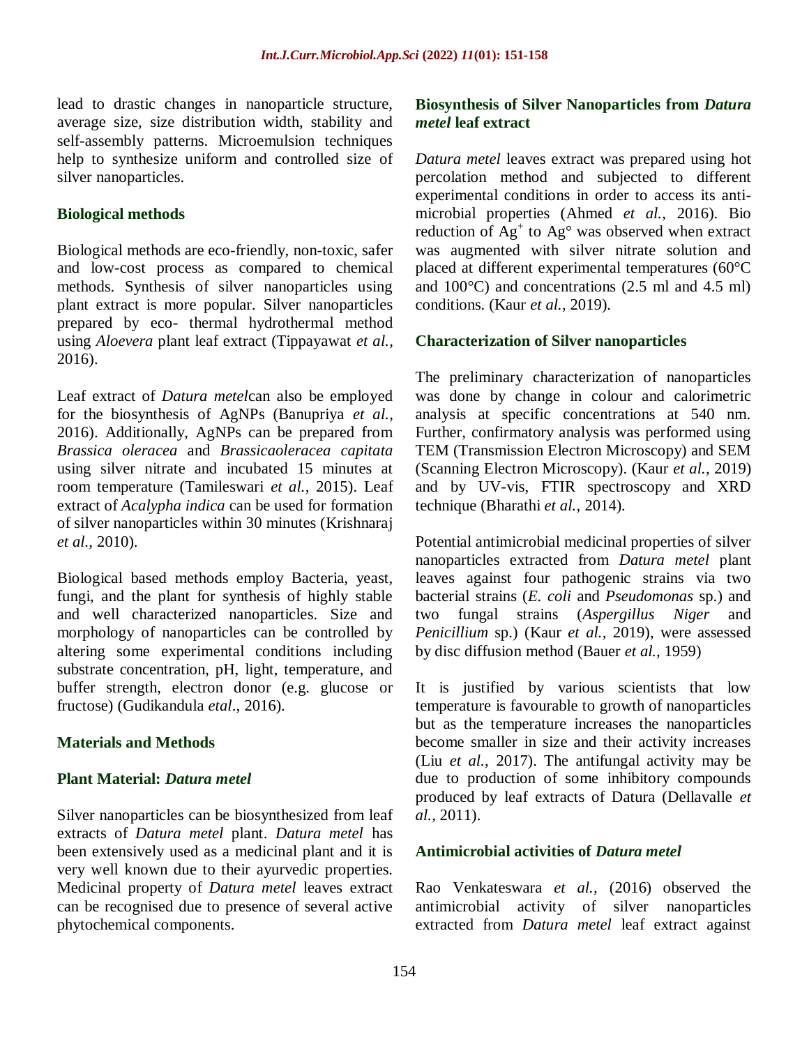lead to drastic changes in nanoparticle structure, average size, size distribution width, stability and self-assembly patterns. Microemulsion techniques help to synthesize uniform and controlled size of silver nanoparticles.

### Biological methods

Biological methods are eco-friendly, non-toxic, safer and low-cost process as compared to chemical methods. Synthesis of silver nanoparticles using plant extract is more popular. Silver nanoparticles prepared by eco- thermal hydrothermal method using *Aloevera* plant leaf extract (Tippayawat *et al.,* 2016).

Leaf extract of *Datura metel*can also be employed for the biosynthesis of AgNPs (Banupriya *et al.,* 2016). Additionally, AgNPs can be prepared from *Brassica oleracea* and *Brassicaoleracea capitata* using silver nitrate and incubated 15 minutes at room temperature (Tamileswari *et al.,* 2015). Leaf extract of *Acalypha indica* can be used for formation of silver nanoparticles within 30 minutes (Krishnaraj *et al.,* 2010).

Biological based methods employ Bacteria, yeast, fungi, and the plant for synthesis of highly stable and well characterized nanoparticles. Size and morphology of nanoparticles can be controlled by altering some experimental conditions including substrate concentration, pH, light, temperature, and buffer strength, electron donor (e.g. glucose or fructose) (Gudikandula *etal*., 2016).

## Materials and Methods

### Plant Material: *Datura metel*

Silver nanoparticles can be biosynthesized from leaf extracts of *Datura metel* plant. *Datura metel* has been extensively used as a medicinal plant and it is very well known due to their ayurvedic properties. Medicinal property of *Datura metel* leaves extract can be recognised due to presence of several active phytochemical components.

### Biosynthesis of Silver Nanoparticles from *Datura metel* leaf extract

*Datura metel* leaves extract was prepared using hot percolation method and subjected to different experimental conditions in order to access its anti-microbial properties (Ahmed *et al.,* 2016). Bio reduction of $Ag^+$ to Ag° was observed when extract was augmented with silver nitrate solution and placed at different experimental temperatures (60°C and 100°C) and concentrations (2.5 ml and 4.5 ml) conditions. (Kaur *et al.,* 2019).

### Characterization of Silver nanoparticles

The preliminary characterization of nanoparticles was done by change in colour and calorimetric analysis at specific concentrations at 540 nm. Further, confirmatory analysis was performed using TEM (Transmission Electron Microscopy) and SEM (Scanning Electron Microscopy). (Kaur *et al.,* 2019) and by UV-vis, FTIR spectroscopy and XRD technique (Bharathi *et al.,* 2014).

Potential antimicrobial medicinal properties of silver nanoparticles extracted from *Datura metel* plant leaves against four pathogenic strains via two bacterial strains (*E. coli* and *Pseudomonas* sp.) and two fungal strains (*Aspergillus Niger* and *Penicillium* sp.) (Kaur *et al.,* 2019), were assessed by disc diffusion method (Bauer *et al.,* 1959)

It is justified by various scientists that low temperature is favourable to growth of nanoparticles but as the temperature increases the nanoparticles become smaller in size and their activity increases (Liu *et al.,* 2017). The antifungal activity may be due to production of some inhibitory compounds produced by leaf extracts of Datura (Dellavalle *et al.,* 2011).

### Antimicrobial activities of *Datura metel*

Rao Venkateswara *et al.,* (2016) observed the antimicrobial activity of silver nanoparticles extracted from *Datura metel* leaf extract against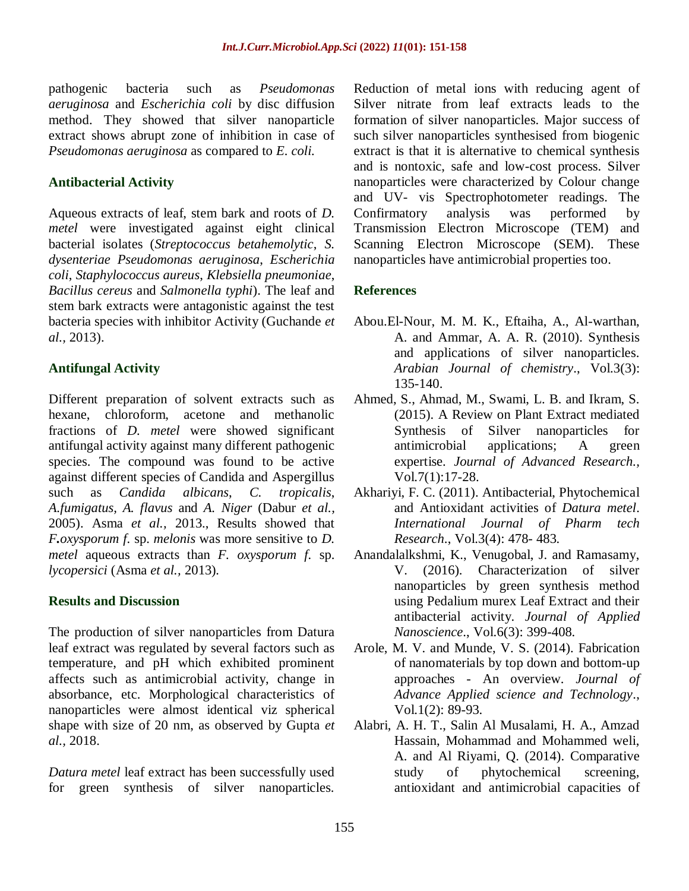pathogenic bacteria such as *Pseudomonas aeruginosa* and *Escherichia coli* by disc diffusion method. They showed that silver nanoparticle extract shows abrupt zone of inhibition in case of *Pseudomonas aeruginosa* as compared to *E. coli.*

### Antibacterial Activity

Aqueous extracts of leaf, stem bark and roots of *D. metel* were investigated against eight clinical bacterial isolates (*Streptococcus betahemolytic*, *S. dysenteriae Pseudomonas aeruginosa*, *Escherichia coli*, *Staphylococcus aureus*, *Klebsiella pneumoniae*, *Bacillus cereus* and *Salmonella typhi*). The leaf and stem bark extracts were antagonistic against the test bacteria species with inhibitor Activity (Guchande *et al.,* 2013).

### Antifungal Activity

Different preparation of solvent extracts such as hexane, chloroform, acetone and methanolic fractions of *D. metel* were showed significant antifungal activity against many different pathogenic species. The compound was found to be active against different species of Candida and Aspergillus such as *Candida albicans*, *C. tropicalis*, *A.fumigatus*, *A. flavus* and *A. Niger* (Dabur *et al.,* 2005). Asma *et al.,* 2013., Results showed that ***F.****oxysporum f.* sp. *melonis* was more sensitive to *D. metel* aqueous extracts than *F. oxysporum f.* sp. *lycopersici* (Asma *et al.,* 2013).

## Results and Discussion

The production of silver nanoparticles from Datura leaf extract was regulated by several factors such as temperature, and pH which exhibited prominent affects such as antimicrobial activity, change in absorbance, etc. Morphological characteristics of nanoparticles were almost identical viz spherical shape with size of 20 nm, as observed by Gupta *et al.,* 2018.

*Datura metel* leaf extract has been successfully used for green synthesis of silver nanoparticles. Reduction of metal ions with reducing agent of Silver nitrate from leaf extracts leads to the formation of silver nanoparticles. Major success of such silver nanoparticles synthesised from biogenic extract is that it is alternative to chemical synthesis and is nontoxic, safe and low-cost process. Silver nanoparticles were characterized by Colour change and UV- vis Spectrophotometer readings. The Confirmatory analysis was performed by Transmission Electron Microscope (TEM) and Scanning Electron Microscope (SEM). These nanoparticles have antimicrobial properties too.

## References

Abou.El-Nour, M. M. K., Eftaiha, A., Al-warthan, A. and Ammar, A. A. R. (2010). Synthesis and applications of silver nanoparticles. *Arabian Journal of chemistry*., Vol.3(3): 135-140.

Ahmed, S., Ahmad, M., Swami, L. B. and Ikram, S. (2015). A Review on Plant Extract mediated Synthesis of Silver nanoparticles for antimicrobial applications; A green expertise. *Journal of Advanced Research.,* Vol.7(1):17-28.

Akhariyi, F. C. (2011). Antibacterial, Phytochemical and Antioxidant activities of *Datura metel*. *International Journal of Pharm tech Research*., Vol.3(4): 478- 483.

Anandalalkshmi, K., Venugobal, J. and Ramasamy, V. (2016). Characterization of silver nanoparticles by green synthesis method using Pedalium murex Leaf Extract and their antibacterial activity. *Journal of Applied Nanoscience*., Vol.6(3): 399-408.

Arole, M. V. and Munde, V. S. (2014). Fabrication of nanomaterials by top down and bottom-up approaches - An overview. *Journal of Advance Applied science and Technology*., Vol.1(2): 89-93.

Alabri, A. H. T., Salin Al Musalami, H. A., Amzad Hassain, Mohammad and Mohammed weli, A. and Al Riyami, Q. (2014). Comparative study of phytochemical screening, antioxidant and antimicrobial capacities of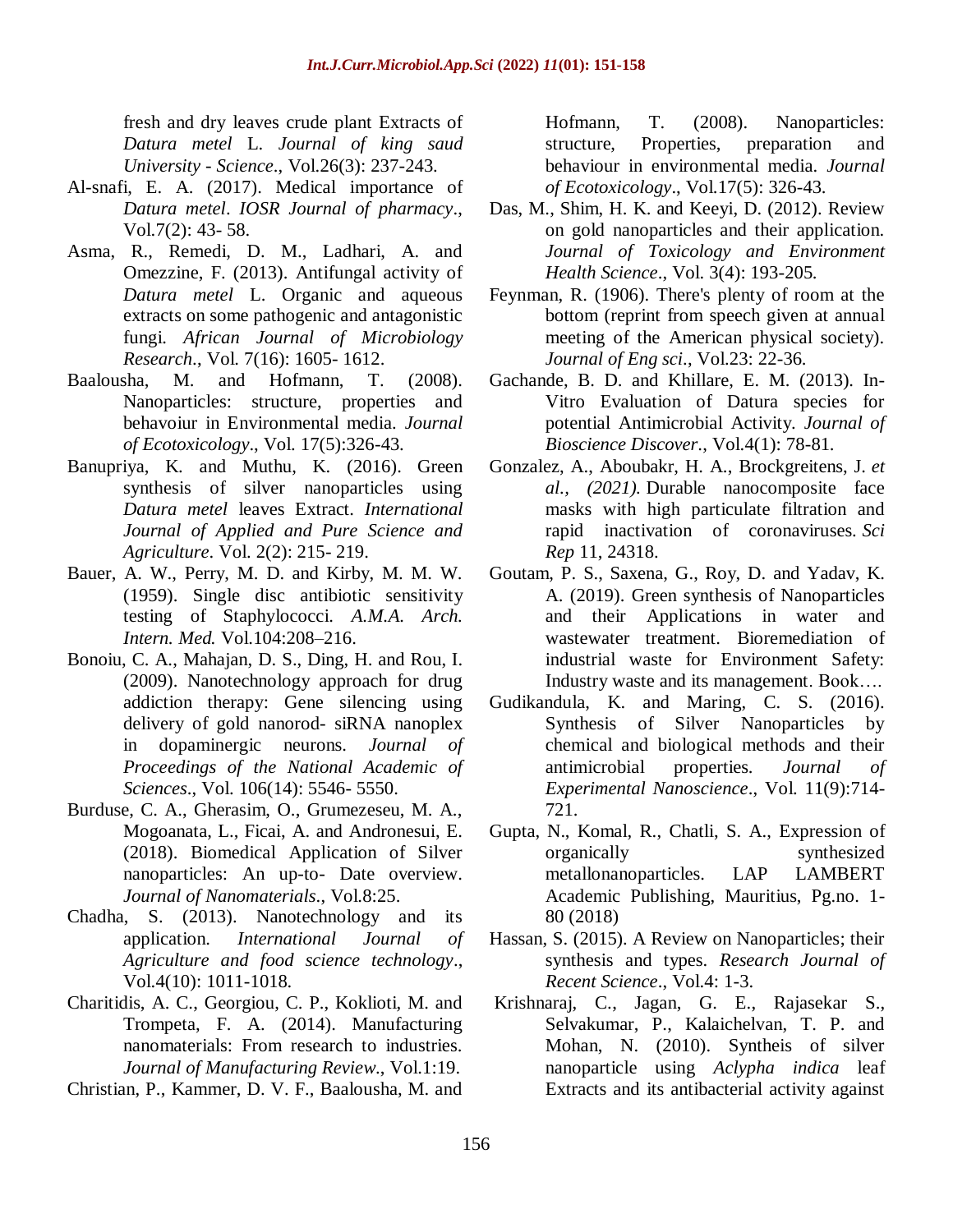fresh and dry leaves crude plant Extracts of *Datura metel* L. *Journal of king saud University - Science*., Vol.26(3): 237-243.

Al-snafi, E. A. (2017). Medical importance of *Datura metel*. *IOSR Journal of pharmacy*., Vol.7(2): 43- 58.

Asma, R., Remedi, D. M., Ladhari, A. and Omezzine, F. (2013). Antifungal activity of *Datura metel* L. Organic and aqueous extracts on some pathogenic and antagonistic fungi. *African Journal of Microbiology Research*., Vol. 7(16): 1605- 1612.

Baalousha, M. and Hofmann, T. (2008). Nanoparticles: structure, properties and behavoiur in Environmental media. *Journal of Ecotoxicology*., Vol. 17(5):326-43.

Banupriya, K. and Muthu, K. (2016). Green synthesis of silver nanoparticles using *Datura metel* leaves Extract. *International Journal of Applied and Pure Science and Agriculture*. Vol. 2(2): 215- 219.

Bauer, A. W., Perry, M. D. and Kirby, M. M. W. (1959). Single disc antibiotic sensitivity testing of Staphylococci. *A.M.A. Arch. Intern. Med.* Vol.104:208–216.

Bonoiu, C. A., Mahajan, D. S., Ding, H. and Rou, I. (2009). Nanotechnology approach for drug addiction therapy: Gene silencing using delivery of gold nanorod- siRNA nanoplex in dopaminergic neurons. *Journal of Proceedings of the National Academic of Sciences*., Vol. 106(14): 5546- 5550.

Burduse, C. A., Gherasim, O., Grumezeseu, M. A., Mogoanata, L., Ficai, A. and Andronesui, E. (2018). Biomedical Application of Silver nanoparticles: An up-to- Date overview. *Journal of Nanomaterials*., Vol.8:25.

Chadha, S. (2013). Nanotechnology and its application. *International Journal of Agriculture and food science technology*., Vol.4(10): 1011-1018.

Charitidis, A. C., Georgiou, C. P., Koklioti, M. and Trompeta, F. A. (2014). Manufacturing nanomaterials: From research to industries. *Journal of Manufacturing Review*., Vol.1:19.

Christian, P., Kammer, D. V. F., Baalousha, M. and Hofmann, T. (2008). Nanoparticles: structure, Properties, preparation and behaviour in environmental media. *Journal of Ecotoxicology*., Vol.17(5): 326-43.

Das, M., Shim, H. K. and Keeyi, D. (2012). Review on gold nanoparticles and their application. *Journal of Toxicology and Environment Health Science*., Vol. 3(4): 193-205.

Feynman, R. (1906). There's plenty of room at the bottom (reprint from speech given at annual meeting of the American physical society). *Journal of Eng sci*., Vol.23: 22-36.

Gachande, B. D. and Khillare, E. M. (2013). In-Vitro Evaluation of Datura species for potential Antimicrobial Activity. *Journal of Bioscience Discover*., Vol.4(1): 78-81.

Gonzalez, A., Aboubakr, H. A., Brockgreitens, J. *et al.*, *(2021)*. Durable nanocomposite face masks with high particulate filtration and rapid inactivation of coronaviruses. *Sci Rep* 11, 24318.

Goutam, P. S., Saxena, G., Roy, D. and Yadav, K. A. (2019). Green synthesis of Nanoparticles and their Applications in water and wastewater treatment. Bioremediation of industrial waste for Environment Safety: Industry waste and its management. Book….

Gudikandula, K. and Maring, C. S. (2016). Synthesis of Silver Nanoparticles by chemical and biological methods and their antimicrobial properties. *Journal of Experimental Nanoscience*., Vol. 11(9):714-721.

Gupta, N., Komal, R., Chatli, S. A., Expression of organically synthesized metallonanoparticles. LAP LAMBERT Academic Publishing, Mauritius, Pg.no. 1-80 (2018)

Hassan, S. (2015). A Review on Nanoparticles; their synthesis and types. *Research Journal of Recent Science*., Vol.4: 1-3.

Krishnaraj, C., Jagan, G. E., Rajasekar S., Selvakumar, P., Kalaichelvan, T. P. and Mohan, N. (2010). Syntheis of silver nanoparticle using *Aclypha indica* leaf Extracts and its antibacterial activity against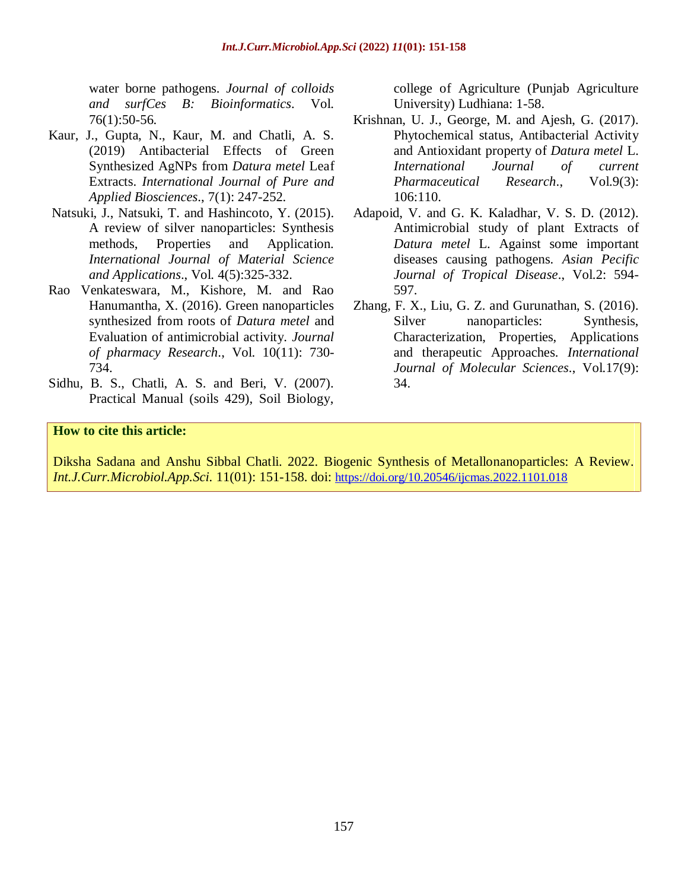water borne pathogens. *Journal of colloids and surfCes B: Bioinformatics*. Vol. 76(1):50-56.

Kaur, J., Gupta, N., Kaur, M. and Chatli, A. S. (2019) Antibacterial Effects of Green Synthesized AgNPs from *Datura metel* Leaf Extracts. *International Journal of Pure and Applied Biosciences*., 7(1): 247-252.

Natsuki, J., Natsuki, T. and Hashincoto, Y. (2015). A review of silver nanoparticles: Synthesis methods, Properties and Application. *International Journal of Material Science and Applications*., Vol. 4(5):325-332.

Rao Venkateswara, M., Kishore, M. and Rao Hanumantha, X. (2016). Green nanoparticles synthesized from roots of *Datura metel* and Evaluation of antimicrobial activity. *Journal of pharmacy Research*., Vol. 10(11): 730-734.

Sidhu, B. S., Chatli, A. S. and Beri, V. (2007). Practical Manual (soils 429), Soil Biology, college of Agriculture (Punjab Agriculture University) Ludhiana: 1-58.

Krishnan, U. J., George, M. and Ajesh, G. (2017). Phytochemical status, Antibacterial Activity and Antioxidant property of *Datura metel* L. *International Journal of current Pharmaceutical Research*., Vol.9(3): 106:110.

Adapoid, V. and G. K. Kaladhar, V. S. D. (2012). Antimicrobial study of plant Extracts of *Datura metel* L. Against some important diseases causing pathogens. *Asian Pecific Journal of Tropical Disease*., Vol.2: 594-597.

Zhang, F. X., Liu, G. Z. and Gurunathan, S. (2016). Silver nanoparticles: Synthesis, Characterization, Properties, Applications and therapeutic Approaches. *International Journal of Molecular Sciences*., Vol.17(9): 34.

**How to cite this article:**

Diksha Sadana and Anshu Sibbal Chatli. 2022. Biogenic Synthesis of Metallonanoparticles: A Review. *Int.J.Curr.Microbiol.App.Sci.* 11(01): 151-158. doi: https://doi.org/10.20546/ijcmas.2022.1101.018